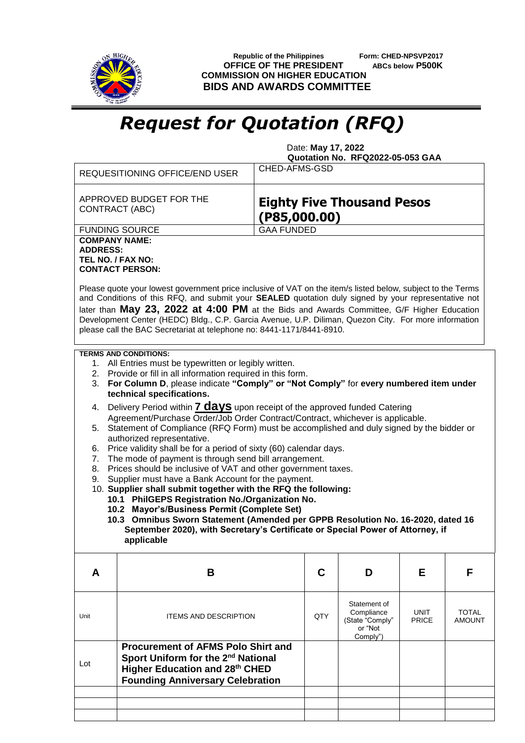Republic of the Philippines
**OFFICE OF THE PRESIDENT**
**COMMISSION ON HIGHER EDUCATION**
**BIDS AND AWARDS COMMITTEE**

Form: **CHED-NPSVP2017**
**ABCs below P500K**

# *Request for Quotation (RFQ)*

Date: **May 17, 2022**
**Quotation No. RFQ2022-05-053 GAA**

| REQUESITIONING OFFICE/END USER | CHED-AFMS-GSD |
|---|---|
| APPROVED BUDGET FOR THE CONTRACT (ABC) | **Eighty Five Thousand Pesos (P85,000.00)** |
| FUNDING SOURCE | GAA FUNDED |

**COMPANY NAME:**
**ADDRESS:**
**TEL NO. / FAX NO:**
**CONTACT PERSON:**

Please quote your lowest government price inclusive of VAT on the item/s listed below, subject to the Terms and Conditions of this RFQ, and submit your **SEALED** quotation duly signed by your representative not later than **May 23, 2022 at 4:00 PM** at the Bids and Awards Committee, G/F Higher Education Development Center (HEDC) Bldg., C.P. Garcia Avenue, U.P. Diliman, Quezon City. For more information please call the BAC Secretariat at telephone no: 8441-1171/8441-8910.

**TERMS AND CONDITIONS:**

1. All Entries must be typewritten or legibly written.
2. Provide or fill in all information required in this form.
3. **For Column D**, please indicate **"Comply" or "Not Comply"** for **every numbered item under technical specifications.**
4. Delivery Period within **7 days** upon receipt of the approved funded Catering Agreement/Purchase Order/Job Order Contract/Contract, whichever is applicable.
5. Statement of Compliance (RFQ Form) must be accomplished and duly signed by the bidder or authorized representative.
6. Price validity shall be for a period of sixty (60) calendar days.
7. The mode of payment is through send bill arrangement.
8. Prices should be inclusive of VAT and other government taxes.
9. Supplier must have a Bank Account for the payment.
10. **Supplier shall submit together with the RFQ the following:**
    **10.1 PhilGEPS Registration No./Organization No.**
    **10.2 Mayor's/Business Permit (Complete Set)**
    **10.3 Omnibus Sworn Statement (Amended per GPPB Resolution No. 16-2020, dated 16 September 2020), with Secretary's Certificate or Special Power of Attorney, if applicable**

| A | B | C | D | E | F |
|---|---|---|---|---|---|
| Unit | ITEMS AND DESCRIPTION | QTY | Statement of Compliance (State "Comply" or "Not Comply") | UNIT PRICE | TOTAL AMOUNT |
| Lot | **Procurement of AFMS Polo Shirt and Sport Uniform for the 2nd National Higher Education and 28th CHED Founding Anniversary Celebration** | | | | |
| | | | | | |
| | | | | | |
| | | | | | |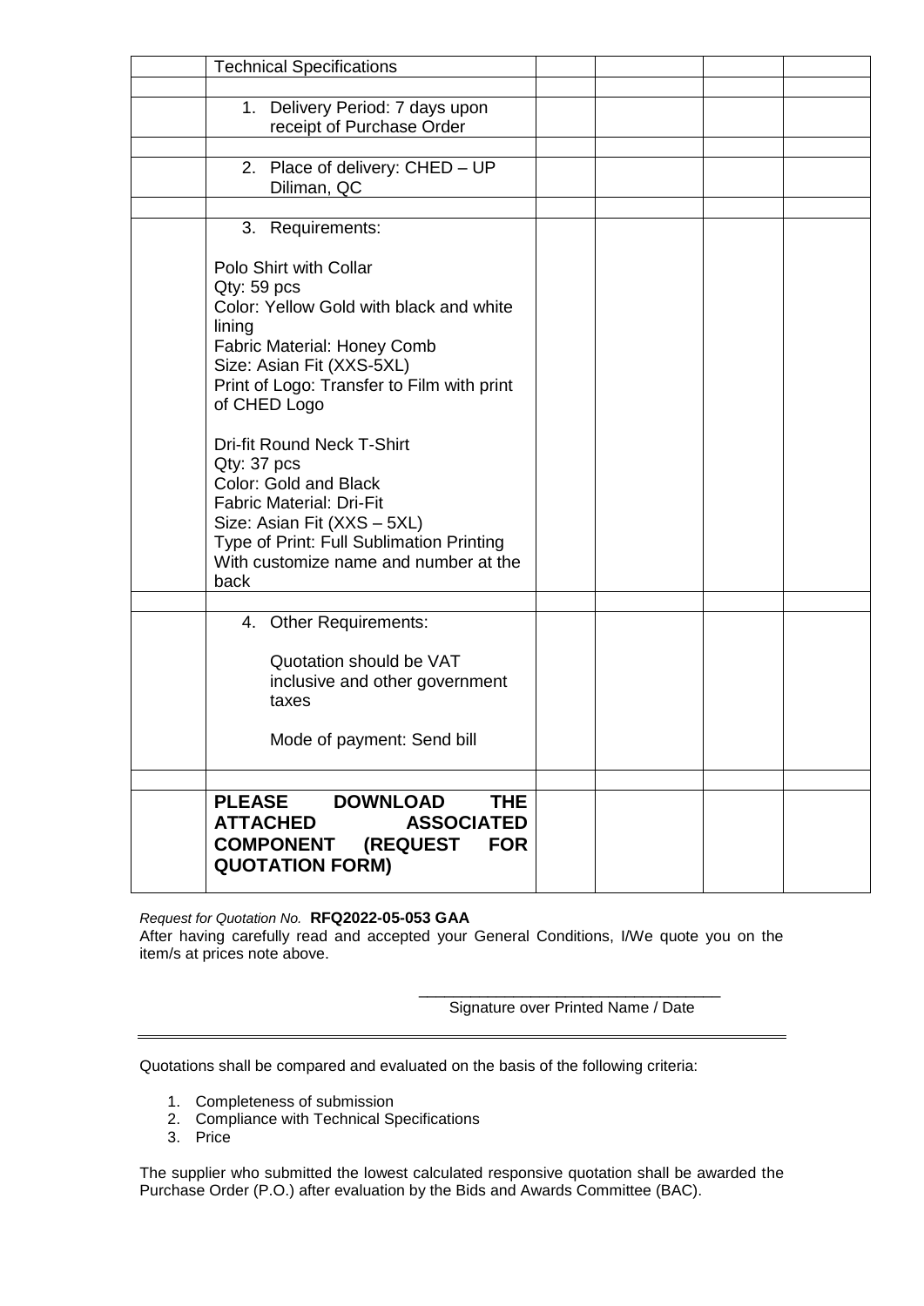| | Technical Specifications | | | | |
|---|---|---|---|---|---|
| | | | | | |
| | 1. Delivery Period: 7 days upon receipt of Purchase Order | | | | |
| | | | | | |
| | 2. Place of delivery: CHED – UP Diliman, QC | | | | |
| | | | | | |
| | 3. Requirements:<br><br>Polo Shirt with Collar<br>Qty: 59 pcs<br>Color: Yellow Gold with black and white lining<br>Fabric Material: Honey Comb<br>Size: Asian Fit (XXS-5XL)<br>Print of Logo: Transfer to Film with print of CHED Logo<br><br>Dri-fit Round Neck T-Shirt<br>Qty: 37 pcs<br>Color: Gold and Black<br>Fabric Material: Dri-Fit<br>Size: Asian Fit (XXS – 5XL)<br>Type of Print: Full Sublimation Printing<br>With customize name and number at the back | | | | |
| | | | | | |
| | 4. Other Requirements:<br><br>Quotation should be VAT inclusive and other government taxes<br><br>Mode of payment: Send bill | | | | |
| | | | | | |
| | **PLEASE DOWNLOAD THE ATTACHED ASSOCIATED COMPONENT (REQUEST FOR QUOTATION FORM)** | | | | |

*Request for Quotation No.* **RFQ2022-05-053 GAA**

After having carefully read and accepted your General Conditions, I/We quote you on the item/s at prices note above.

\_\_\_\_\_\_\_\_\_\_\_\_\_\_\_\_\_\_\_\_\_\_\_\_\_\_\_\_\_\_\_\_\_\_\_\_

Signature over Printed Name / Date

---

Quotations shall be compared and evaluated on the basis of the following criteria:

1. Completeness of submission
2. Compliance with Technical Specifications
3. Price

The supplier who submitted the lowest calculated responsive quotation shall be awarded the Purchase Order (P.O.) after evaluation by the Bids and Awards Committee (BAC).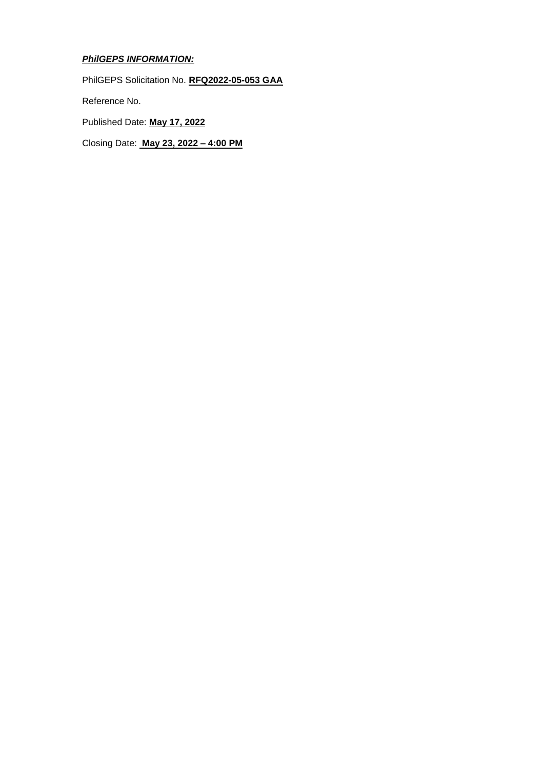***PhilGEPS INFORMATION:***

PhilGEPS Solicitation No. **RFQ2022-05-053 GAA**

Reference No.

Published Date: **May 17, 2022**

Closing Date: **May 23, 2022 – 4:00 PM**